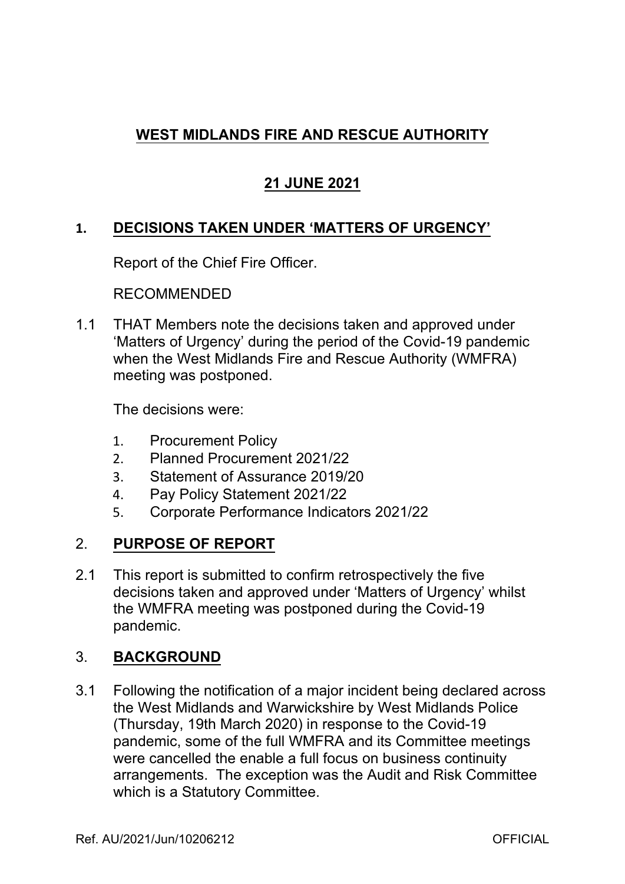# WEST MIDLANDS FIRE AND RESCUE AUTHORITY

## 21 JUNE 2021

## 1. DECISIONS TAKEN UNDER 'MATTERS OF URGENCY'

Report of the Chief Fire Officer.

RECOMMENDED

1.1 THAT Members note the decisions taken and approved under 'Matters of Urgency' during the period of the Covid-19 pandemic when the West Midlands Fire and Rescue Authority (WMFRA) meeting was postponed.

The decisions were:

1. Procurement Policy
2. Planned Procurement 2021/22
3. Statement of Assurance 2019/20
4. Pay Policy Statement 2021/22
5. Corporate Performance Indicators 2021/22

## 2. PURPOSE OF REPORT

2.1 This report is submitted to confirm retrospectively the five decisions taken and approved under 'Matters of Urgency' whilst the WMFRA meeting was postponed during the Covid-19 pandemic.

## 3. BACKGROUND

3.1 Following the notification of a major incident being declared across the West Midlands and Warwickshire by West Midlands Police (Thursday, 19th March 2020) in response to the Covid-19 pandemic, some of the full WMFRA and its Committee meetings were cancelled the enable a full focus on business continuity arrangements. The exception was the Audit and Risk Committee which is a Statutory Committee.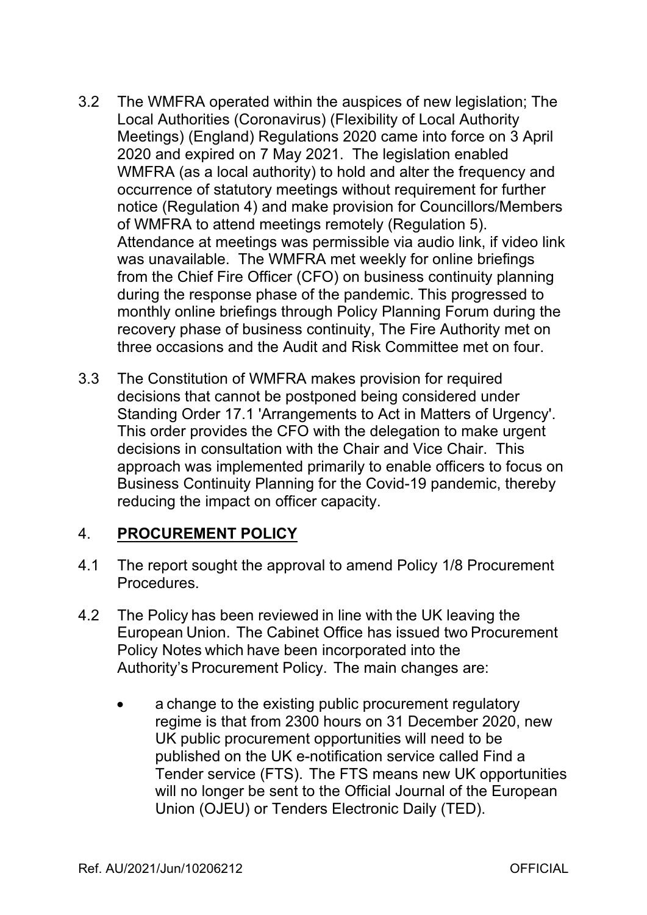3.2 The WMFRA operated within the auspices of new legislation; The Local Authorities (Coronavirus) (Flexibility of Local Authority Meetings) (England) Regulations 2020 came into force on 3 April 2020 and expired on 7 May 2021. The legislation enabled WMFRA (as a local authority) to hold and alter the frequency and occurrence of statutory meetings without requirement for further notice (Regulation 4) and make provision for Councillors/Members of WMFRA to attend meetings remotely (Regulation 5). Attendance at meetings was permissible via audio link, if video link was unavailable. The WMFRA met weekly for online briefings from the Chief Fire Officer (CFO) on business continuity planning during the response phase of the pandemic. This progressed to monthly online briefings through Policy Planning Forum during the recovery phase of business continuity, The Fire Authority met on three occasions and the Audit and Risk Committee met on four.

3.3 The Constitution of WMFRA makes provision for required decisions that cannot be postponed being considered under Standing Order 17.1 'Arrangements to Act in Matters of Urgency'. This order provides the CFO with the delegation to make urgent decisions in consultation with the Chair and Vice Chair. This approach was implemented primarily to enable officers to focus on Business Continuity Planning for the Covid-19 pandemic, thereby reducing the impact on officer capacity.

## 4. PROCUREMENT POLICY

4.1 The report sought the approval to amend Policy 1/8 Procurement Procedures.

4.2 The Policy has been reviewed in line with the UK leaving the European Union. The Cabinet Office has issued two Procurement Policy Notes which have been incorporated into the Authority's Procurement Policy. The main changes are:

- a change to the existing public procurement regulatory regime is that from 2300 hours on 31 December 2020, new UK public procurement opportunities will need to be published on the UK e-notification service called Find a Tender service (FTS). The FTS means new UK opportunities will no longer be sent to the Official Journal of the European Union (OJEU) or Tenders Electronic Daily (TED).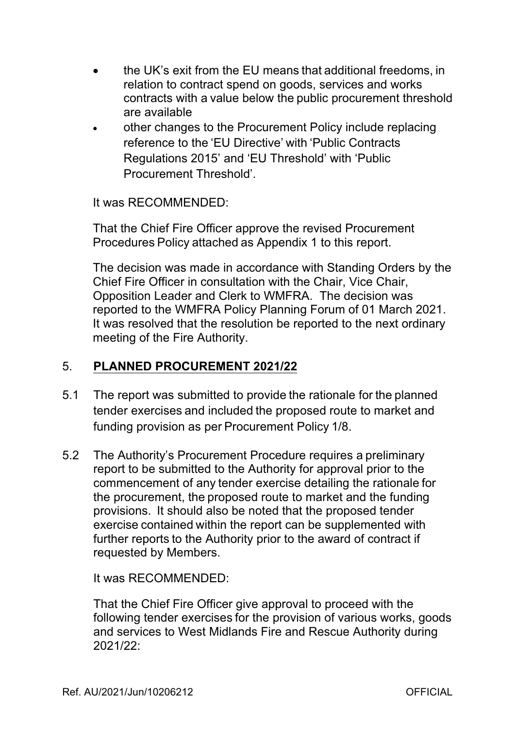- the UK's exit from the EU means that additional freedoms, in relation to contract spend on goods, services and works contracts with a value below the public procurement threshold are available
- other changes to the Procurement Policy include replacing reference to the 'EU Directive' with 'Public Contracts Regulations 2015' and 'EU Threshold' with 'Public Procurement Threshold'.

It was RECOMMENDED:

That the Chief Fire Officer approve the revised Procurement Procedures Policy attached as Appendix 1 to this report.

The decision was made in accordance with Standing Orders by the Chief Fire Officer in consultation with the Chair, Vice Chair, Opposition Leader and Clerk to WMFRA. The decision was reported to the WMFRA Policy Planning Forum of 01 March 2021. It was resolved that the resolution be reported to the next ordinary meeting of the Fire Authority.

## 5. PLANNED PROCUREMENT 2021/22

5.1 The report was submitted to provide the rationale for the planned tender exercises and included the proposed route to market and funding provision as per Procurement Policy 1/8.

5.2 The Authority's Procurement Procedure requires a preliminary report to be submitted to the Authority for approval prior to the commencement of any tender exercise detailing the rationale for the procurement, the proposed route to market and the funding provisions. It should also be noted that the proposed tender exercise contained within the report can be supplemented with further reports to the Authority prior to the award of contract if requested by Members.

It was RECOMMENDED:

That the Chief Fire Officer give approval to proceed with the following tender exercises for the provision of various works, goods and services to West Midlands Fire and Rescue Authority during 2021/22: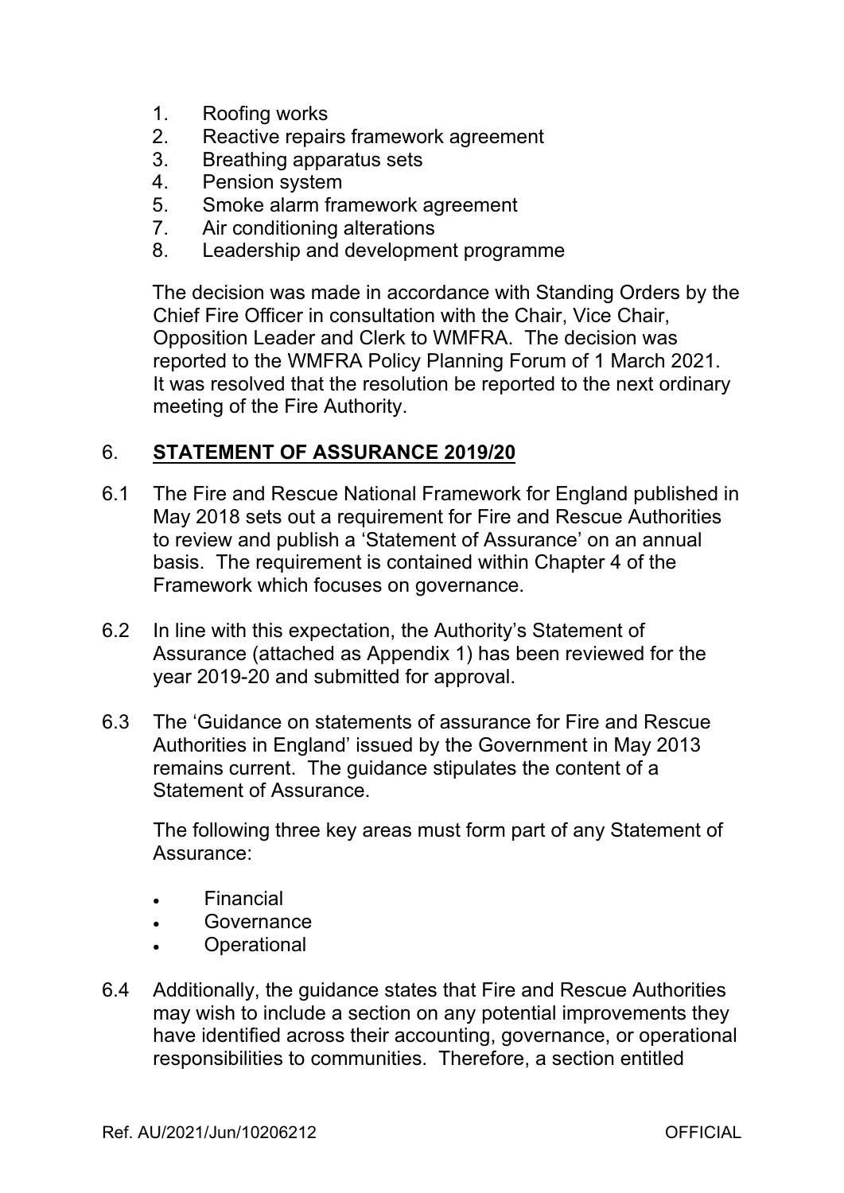1. Roofing works
2. Reactive repairs framework agreement
3. Breathing apparatus sets
4. Pension system
5. Smoke alarm framework agreement
7. Air conditioning alterations
8. Leadership and development programme

The decision was made in accordance with Standing Orders by the Chief Fire Officer in consultation with the Chair, Vice Chair, Opposition Leader and Clerk to WMFRA. The decision was reported to the WMFRA Policy Planning Forum of 1 March 2021. It was resolved that the resolution be reported to the next ordinary meeting of the Fire Authority.

## 6. STATEMENT OF ASSURANCE 2019/20

6.1 The Fire and Rescue National Framework for England published in May 2018 sets out a requirement for Fire and Rescue Authorities to review and publish a 'Statement of Assurance' on an annual basis. The requirement is contained within Chapter 4 of the Framework which focuses on governance.

6.2 In line with this expectation, the Authority's Statement of Assurance (attached as Appendix 1) has been reviewed for the year 2019-20 and submitted for approval.

6.3 The 'Guidance on statements of assurance for Fire and Rescue Authorities in England' issued by the Government in May 2013 remains current. The guidance stipulates the content of a Statement of Assurance.

The following three key areas must form part of any Statement of Assurance:

- Financial
- Governance
- Operational

6.4 Additionally, the guidance states that Fire and Rescue Authorities may wish to include a section on any potential improvements they have identified across their accounting, governance, or operational responsibilities to communities. Therefore, a section entitled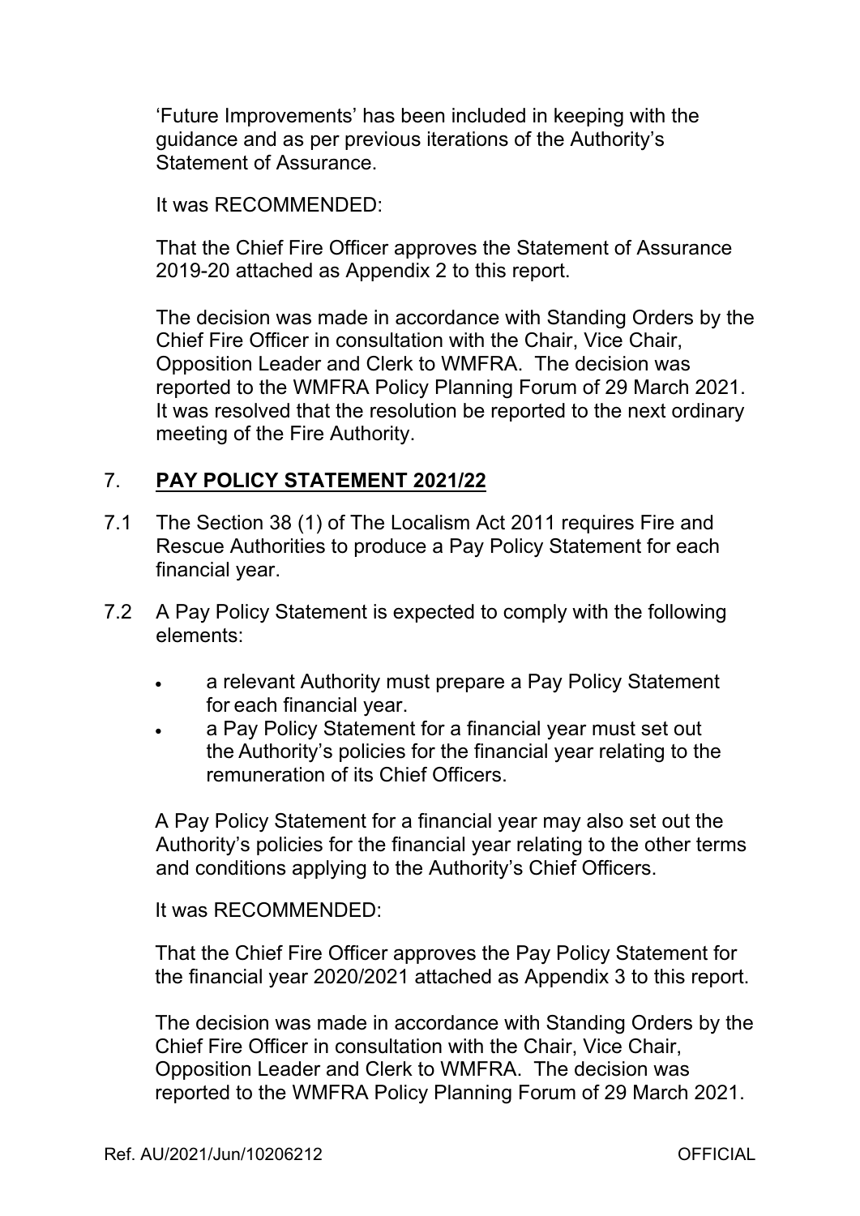'Future Improvements' has been included in keeping with the guidance and as per previous iterations of the Authority's Statement of Assurance.

It was RECOMMENDED:

That the Chief Fire Officer approves the Statement of Assurance 2019-20 attached as Appendix 2 to this report.

The decision was made in accordance with Standing Orders by the Chief Fire Officer in consultation with the Chair, Vice Chair, Opposition Leader and Clerk to WMFRA. The decision was reported to the WMFRA Policy Planning Forum of 29 March 2021. It was resolved that the resolution be reported to the next ordinary meeting of the Fire Authority.

## 7. **PAY POLICY STATEMENT 2021/22**

7.1 The Section 38 (1) of The Localism Act 2011 requires Fire and Rescue Authorities to produce a Pay Policy Statement for each financial year.

7.2 A Pay Policy Statement is expected to comply with the following elements:

- a relevant Authority must prepare a Pay Policy Statement for each financial year.
- a Pay Policy Statement for a financial year must set out the Authority's policies for the financial year relating to the remuneration of its Chief Officers.

A Pay Policy Statement for a financial year may also set out the Authority's policies for the financial year relating to the other terms and conditions applying to the Authority's Chief Officers.

It was RECOMMENDED:

That the Chief Fire Officer approves the Pay Policy Statement for the financial year 2020/2021 attached as Appendix 3 to this report.

The decision was made in accordance with Standing Orders by the Chief Fire Officer in consultation with the Chair, Vice Chair, Opposition Leader and Clerk to WMFRA. The decision was reported to the WMFRA Policy Planning Forum of 29 March 2021.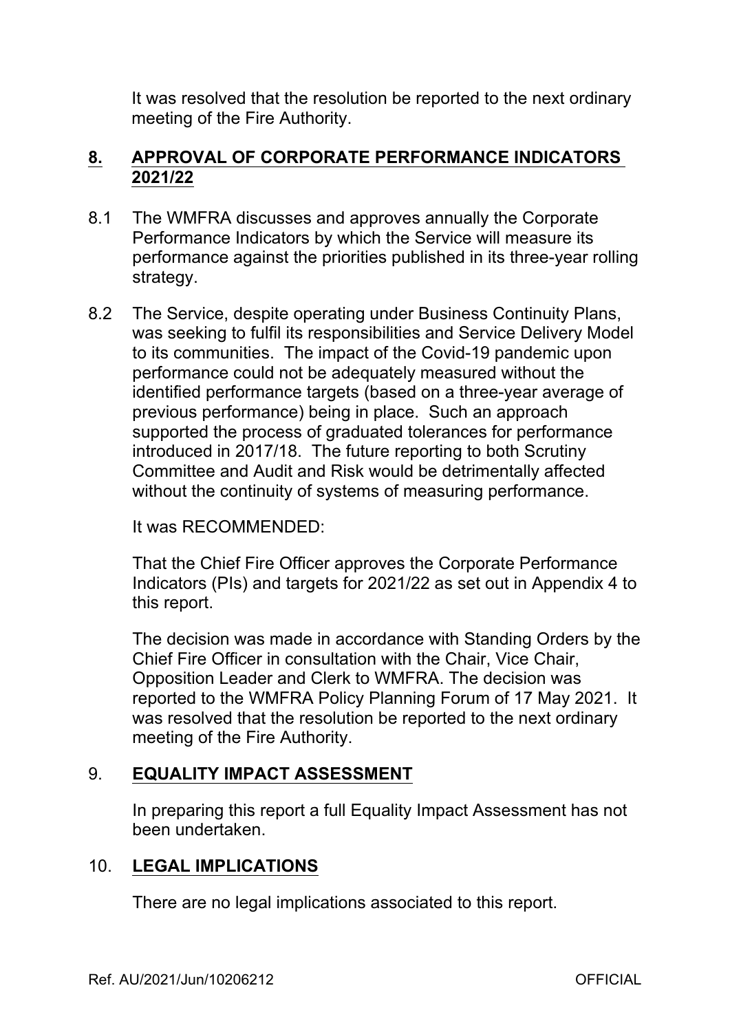It was resolved that the resolution be reported to the next ordinary meeting of the Fire Authority.

## 8. APPROVAL OF CORPORATE PERFORMANCE INDICATORS 2021/22

8.1 The WMFRA discusses and approves annually the Corporate Performance Indicators by which the Service will measure its performance against the priorities published in its three-year rolling strategy.

8.2 The Service, despite operating under Business Continuity Plans, was seeking to fulfil its responsibilities and Service Delivery Model to its communities. The impact of the Covid-19 pandemic upon performance could not be adequately measured without the identified performance targets (based on a three-year average of previous performance) being in place. Such an approach supported the process of graduated tolerances for performance introduced in 2017/18. The future reporting to both Scrutiny Committee and Audit and Risk would be detrimentally affected without the continuity of systems of measuring performance.

It was RECOMMENDED:

That the Chief Fire Officer approves the Corporate Performance Indicators (PIs) and targets for 2021/22 as set out in Appendix 4 to this report.

The decision was made in accordance with Standing Orders by the Chief Fire Officer in consultation with the Chair, Vice Chair, Opposition Leader and Clerk to WMFRA. The decision was reported to the WMFRA Policy Planning Forum of 17 May 2021. It was resolved that the resolution be reported to the next ordinary meeting of the Fire Authority.

## 9. EQUALITY IMPACT ASSESSMENT

In preparing this report a full Equality Impact Assessment has not been undertaken.

## 10. LEGAL IMPLICATIONS

There are no legal implications associated to this report.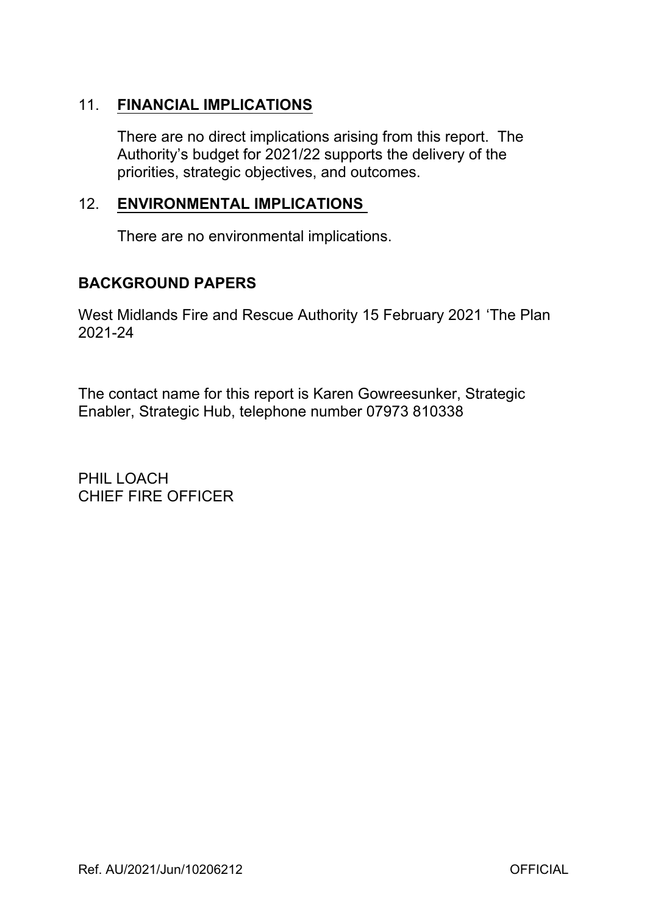## 11. **FINANCIAL IMPLICATIONS**

There are no direct implications arising from this report. The Authority's budget for 2021/22 supports the delivery of the priorities, strategic objectives, and outcomes.

## 12. **ENVIRONMENTAL IMPLICATIONS**

There are no environmental implications.

## BACKGROUND PAPERS

West Midlands Fire and Rescue Authority 15 February 2021 'The Plan 2021-24

The contact name for this report is Karen Gowreesunker, Strategic Enabler, Strategic Hub, telephone number 07973 810338

PHIL LOACH
CHIEF FIRE OFFICER

Ref. AU/2021/Jun/10206212 OFFICIAL